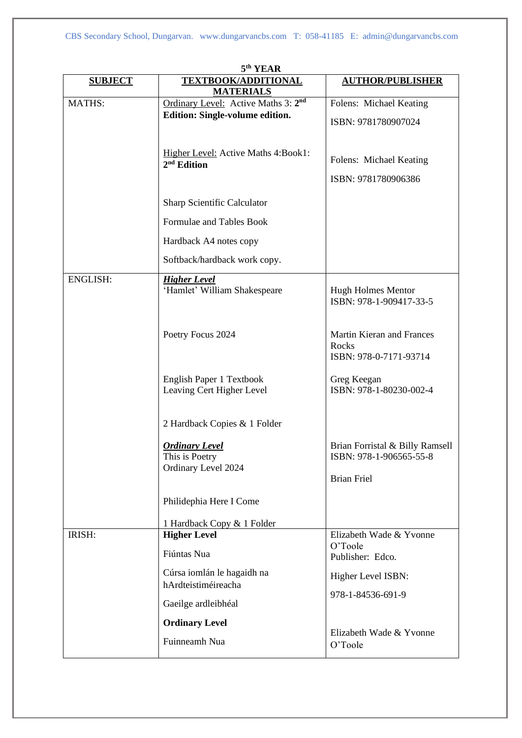CBS Secondary School, Dungarvan. www.dungarvancbs.com T: 058-41185 E: admin@dungarvancbs.com

## 5th YEAR

| **SUBJECT** | **TEXTBOOK/ADDITIONAL MATERIALS** | **AUTHOR/PUBLISHER** |
|---|---|---|
| MATHS: | Ordinary Level: Active Maths 3: **2nd Edition: Single-volume edition.**<br><br>Higher Level: Active Maths 4:Book1: **2nd Edition**<br><br>Sharp Scientific Calculator<br><br>Formulae and Tables Book<br><br>Hardback A4 notes copy<br><br>Softback/hardback work copy. | Folens: Michael Keating<br>ISBN: 9781780907024<br><br>Folens: Michael Keating<br>ISBN: 9781780906386 |
| ENGLISH: | ***Higher Level***<br>'Hamlet' William Shakespeare<br><br>Poetry Focus 2024<br><br>English Paper 1 Textbook<br>Leaving Cert Higher Level<br><br>2 Hardback Copies & 1 Folder<br><br>***Ordinary Level***<br>This is Poetry<br>Ordinary Level 2024<br><br>Philidephia Here I Come<br><br>1 Hardback Copy & 1 Folder | Hugh Holmes Mentor<br>ISBN: 978-1-909417-33-5<br><br>Martin Kieran and Frances Rocks<br>ISBN: 978-0-7171-93714<br><br>Greg Keegan<br>ISBN: 978-1-80230-002-4<br><br>Brian Forristal & Billy Ramsell<br>ISBN: 978-1-906565-55-8<br><br>Brian Friel |
| IRISH: | **Higher Level**<br><br>Fiúntas Nua<br><br>Cúrsa iomlán le hagaidh na hArdteistiméireacha<br><br>Gaeilge ardleibhéal<br><br>**Ordinary Level**<br><br>Fuinneamh Nua | Elizabeth Wade & Yvonne O'Toole<br>Publisher: Edco.<br><br>Higher Level ISBN:<br>978-1-84536-691-9<br><br>Elizabeth Wade & Yvonne O'Toole |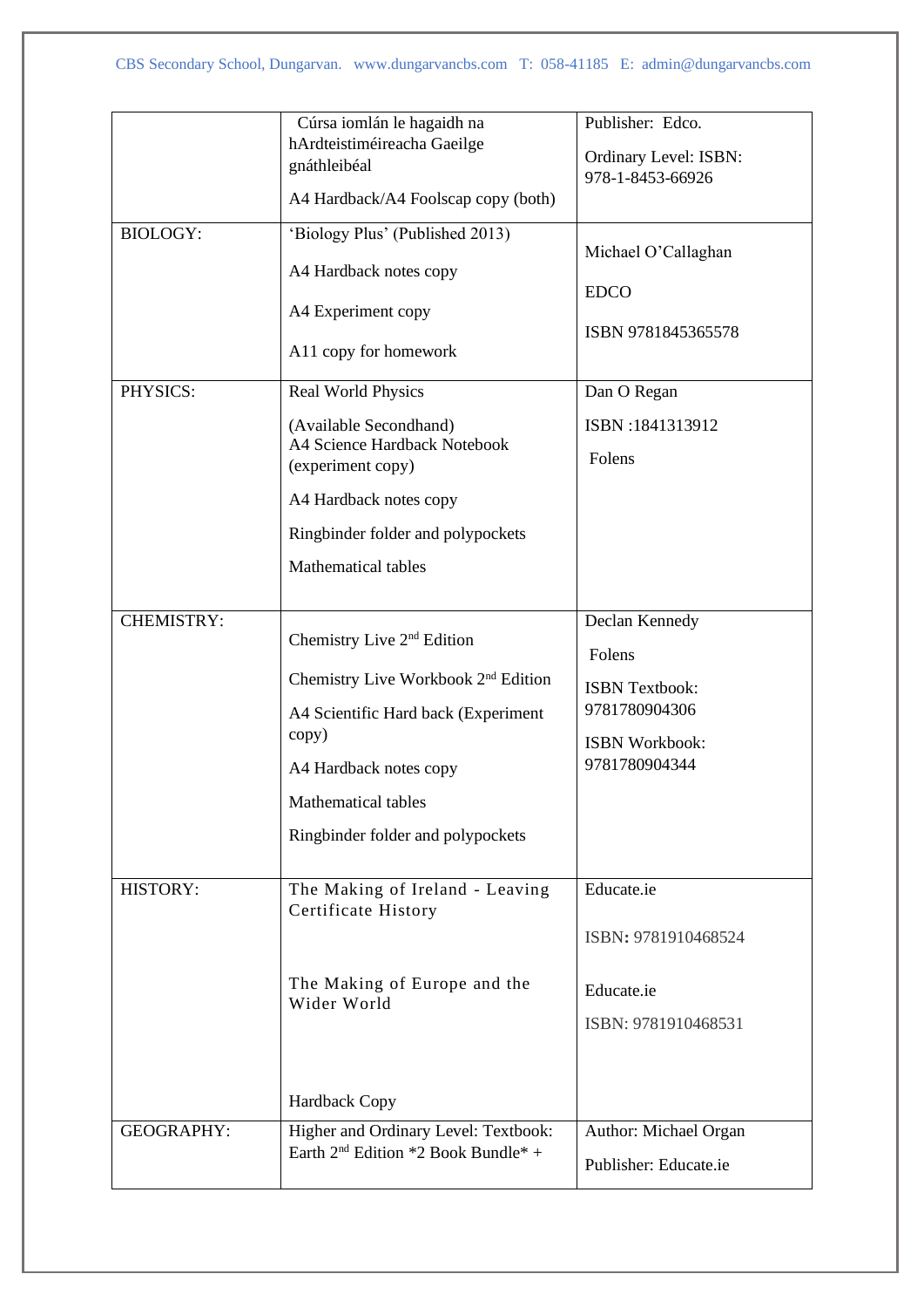| | | |
|---|---|---|
| | Cúrsa iomlán le hagaidh na hArdteistiméireacha Gaeilge gnáthleibéal<br><br>A4 Hardback/A4 Foolscap copy (both) | Publisher: Edco.<br><br>Ordinary Level: ISBN: 978-1-8453-66926 |
| BIOLOGY: | 'Biology Plus' (Published 2013)<br><br>A4 Hardback notes copy<br><br>A4 Experiment copy<br><br>A11 copy for homework | Michael O'Callaghan<br><br>EDCO<br><br>ISBN 9781845365578 |
| PHYSICS: | Real World Physics<br><br>(Available Secondhand)<br>A4 Science Hardback Notebook (experiment copy)<br><br>A4 Hardback notes copy<br><br>Ringbinder folder and polypockets<br><br>Mathematical tables | Dan O Regan<br><br>ISBN :1841313912<br><br>Folens |
| CHEMISTRY: | Chemistry Live 2nd Edition<br><br>Chemistry Live Workbook 2nd Edition<br><br>A4 Scientific Hard back (Experiment copy)<br><br>A4 Hardback notes copy<br><br>Mathematical tables<br><br>Ringbinder folder and polypockets | Declan Kennedy<br><br>Folens<br><br>ISBN Textbook: 9781780904306<br><br>ISBN Workbook: 9781780904344 |
| HISTORY: | The Making of Ireland - Leaving Certificate History<br><br>The Making of Europe and the Wider World<br><br>Hardback Copy | Educate.ie<br><br>ISBN: 9781910468524<br><br>Educate.ie<br><br>ISBN: 9781910468531 |
| GEOGRAPHY: | Higher and Ordinary Level: Textbook: Earth 2nd Edition *2 Book Bundle* + | Author: Michael Organ<br><br>Publisher: Educate.ie |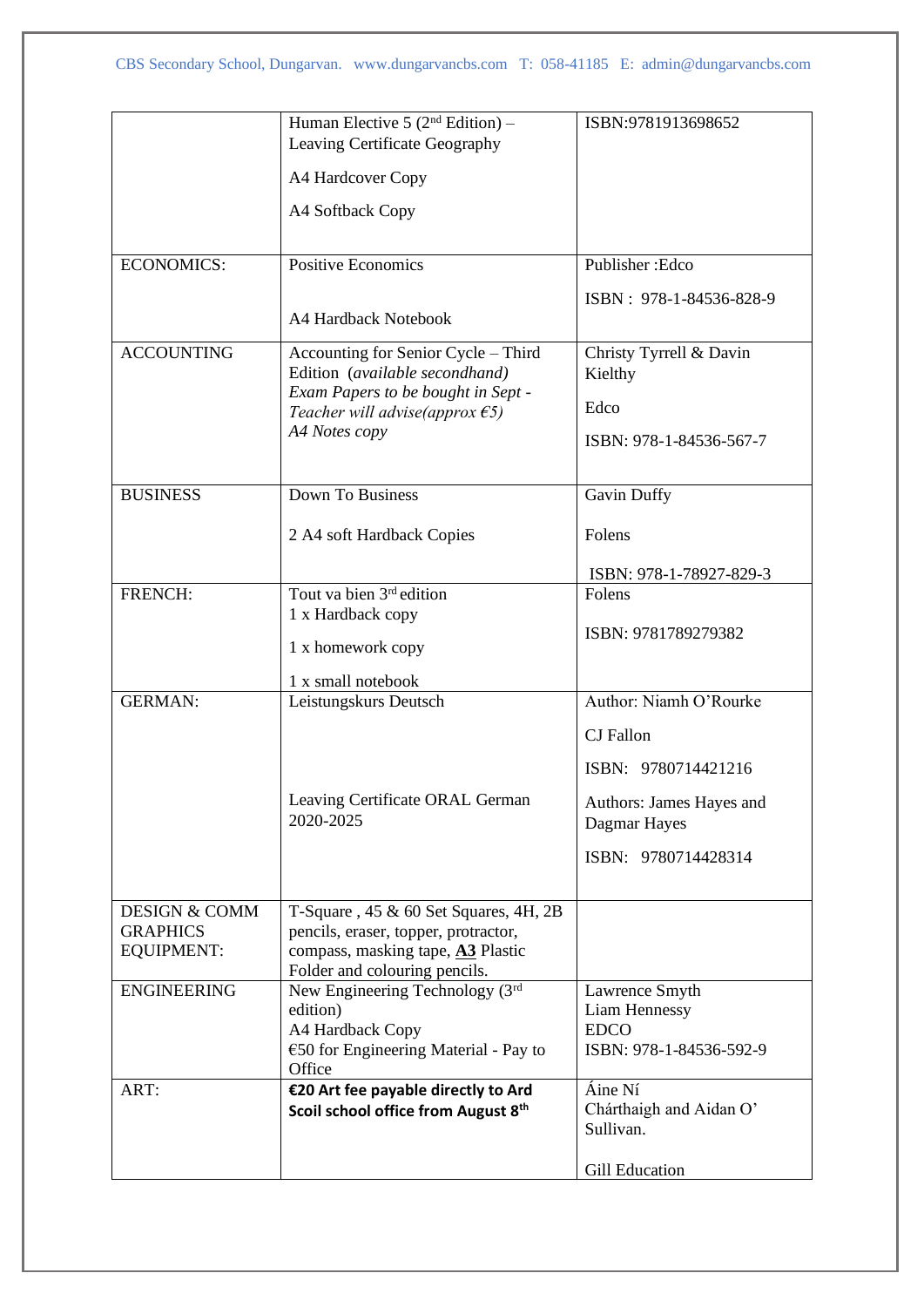| | | |
|---|---|---|
| | Human Elective 5 (2nd Edition) – Leaving Certificate Geography<br><br>A4 Hardcover Copy<br><br>A4 Softback Copy | ISBN:9781913698652 |
| ECONOMICS: | Positive Economics<br><br>A4 Hardback Notebook | Publisher :Edco<br><br>ISBN : 978-1-84536-828-9 |
| ACCOUNTING | Accounting for Senior Cycle – Third Edition (*available secondhand*)<br>*Exam Papers to be bought in Sept - Teacher will advise(approx €5)*<br>*A4 Notes copy* | Christy Tyrrell & Davin Kielthy<br><br>Edco<br><br>ISBN: 978-1-84536-567-7 |
| BUSINESS | Down To Business<br><br>2 A4 soft Hardback Copies | Gavin Duffy<br><br>Folens<br><br>ISBN: 978-1-78927-829-3 |
| FRENCH: | Tout va bien 3rd edition<br>1 x Hardback copy<br><br>1 x homework copy<br><br>1 x small notebook | Folens<br><br>ISBN: 9781789279382 |
| GERMAN: | Leistungskurs Deutsch<br><br>Leaving Certificate ORAL German 2020-2025 | Author: Niamh O'Rourke<br><br>CJ Fallon<br><br>ISBN: 9780714421216<br><br>Authors: James Hayes and Dagmar Hayes<br><br>ISBN: 9780714428314 |
| DESIGN & COMM GRAPHICS EQUIPMENT: | T-Square , 45 & 60 Set Squares, 4H, 2B pencils, eraser, topper, protractor, compass, masking tape, **A3** Plastic Folder and colouring pencils. | |
| ENGINEERING | New Engineering Technology (3rd edition)<br>A4 Hardback Copy<br>€50 for Engineering Material - Pay to Office | Lawrence Smyth<br>Liam Hennessy<br>EDCO<br>ISBN: 978-1-84536-592-9 |
| ART: | **€20 Art fee payable directly to Ard Scoil school office from August 8th** | Áine Ní Chárthaigh and Aidan O' Sullivan.<br><br>Gill Education |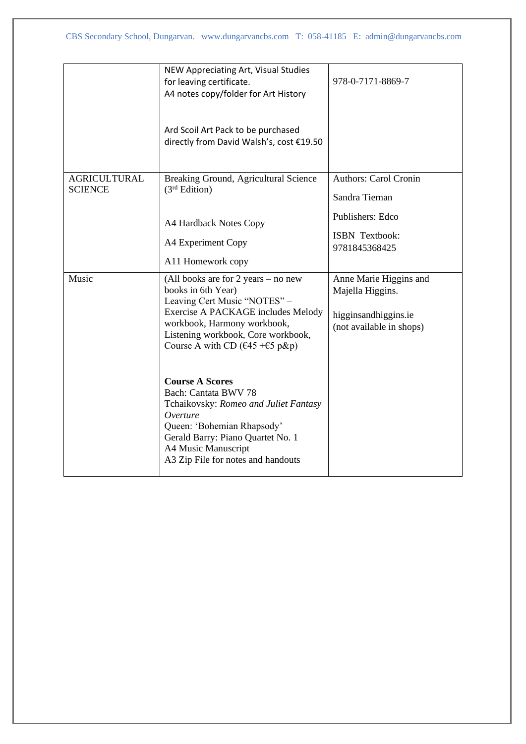| | | |
|---|---|---|
| | NEW Appreciating Art, Visual Studies for leaving certificate.<br>A4 notes copy/folder for Art History<br><br>Ard Scoil Art Pack to be purchased directly from David Walsh's, cost €19.50 | 978-0-7171-8869-7 |
| AGRICULTURAL SCIENCE | Breaking Ground, Agricultural Science (3rd Edition)<br><br>A4 Hardback Notes Copy<br><br>A4 Experiment Copy<br><br>A11 Homework copy | Authors: Carol Cronin<br><br>Sandra Tiernan<br><br>Publishers: Edco<br><br>ISBN Textbook: 9781845368425 |
| Music | (All books are for 2 years – no new books in 6th Year)<br>Leaving Cert Music "NOTES" – Exercise A PACKAGE includes Melody workbook, Harmony workbook, Listening workbook, Core workbook, Course A with CD (€45 +€5 p&p)<br><br>**Course A Scores**<br>Bach: Cantata BWV 78<br>Tchaikovsky: *Romeo and Juliet Fantasy Overture*<br>Queen: 'Bohemian Rhapsody'<br>Gerald Barry: Piano Quartet No. 1<br>A4 Music Manuscript<br>A3 Zip File for notes and handouts | Anne Marie Higgins and Majella Higgins.<br><br>higginsandhiggins.ie (not available in shops) |